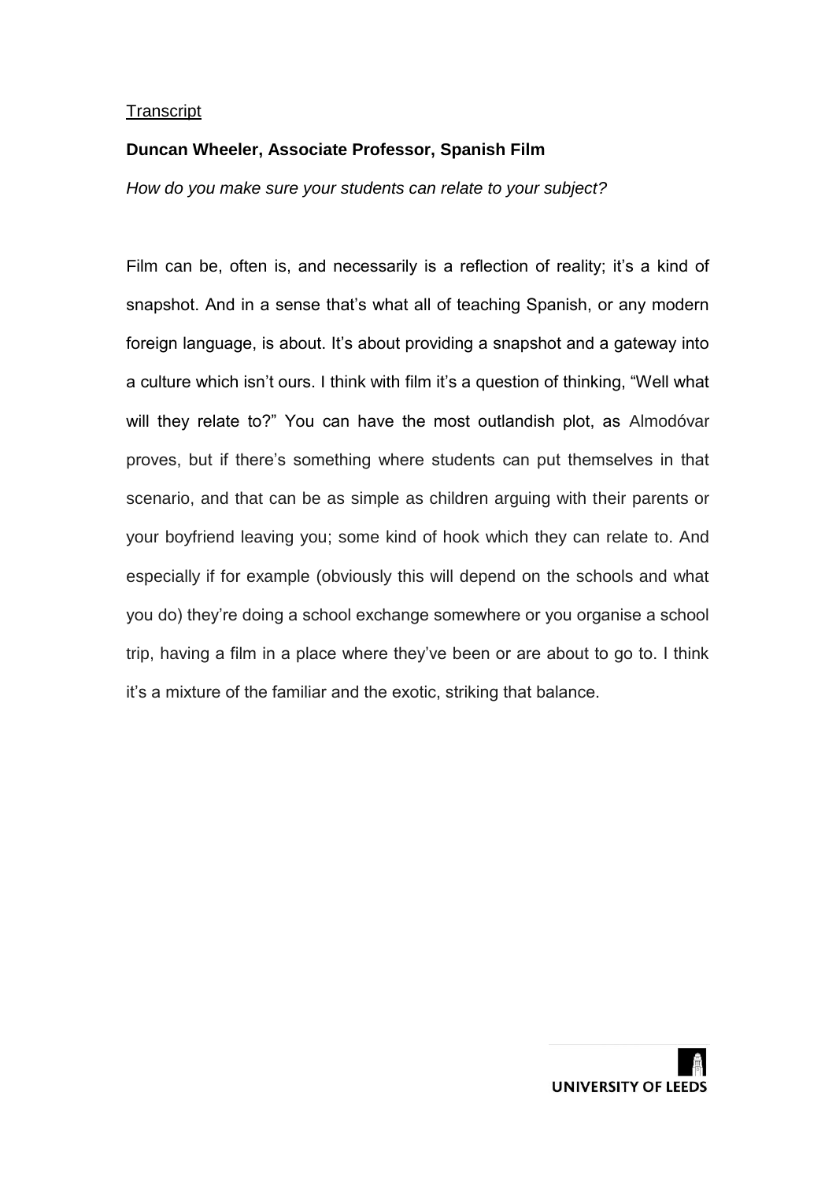Transcript

**Duncan Wheeler, Associate Professor, Spanish Film**

*How do you make sure your students can relate to your subject?*

Film can be, often is, and necessarily is a reflection of reality; it's a kind of snapshot. And in a sense that's what all of teaching Spanish, or any modern foreign language, is about. It's about providing a snapshot and a gateway into a culture which isn't ours. I think with film it's a question of thinking, "Well what will they relate to?" You can have the most outlandish plot, as Almodóvar proves, but if there's something where students can put themselves in that scenario, and that can be as simple as children arguing with their parents or your boyfriend leaving you; some kind of hook which they can relate to. And especially if for example (obviously this will depend on the schools and what you do) they're doing a school exchange somewhere or you organise a school trip, having a film in a place where they've been or are about to go to. I think it's a mixture of the familiar and the exotic, striking that balance.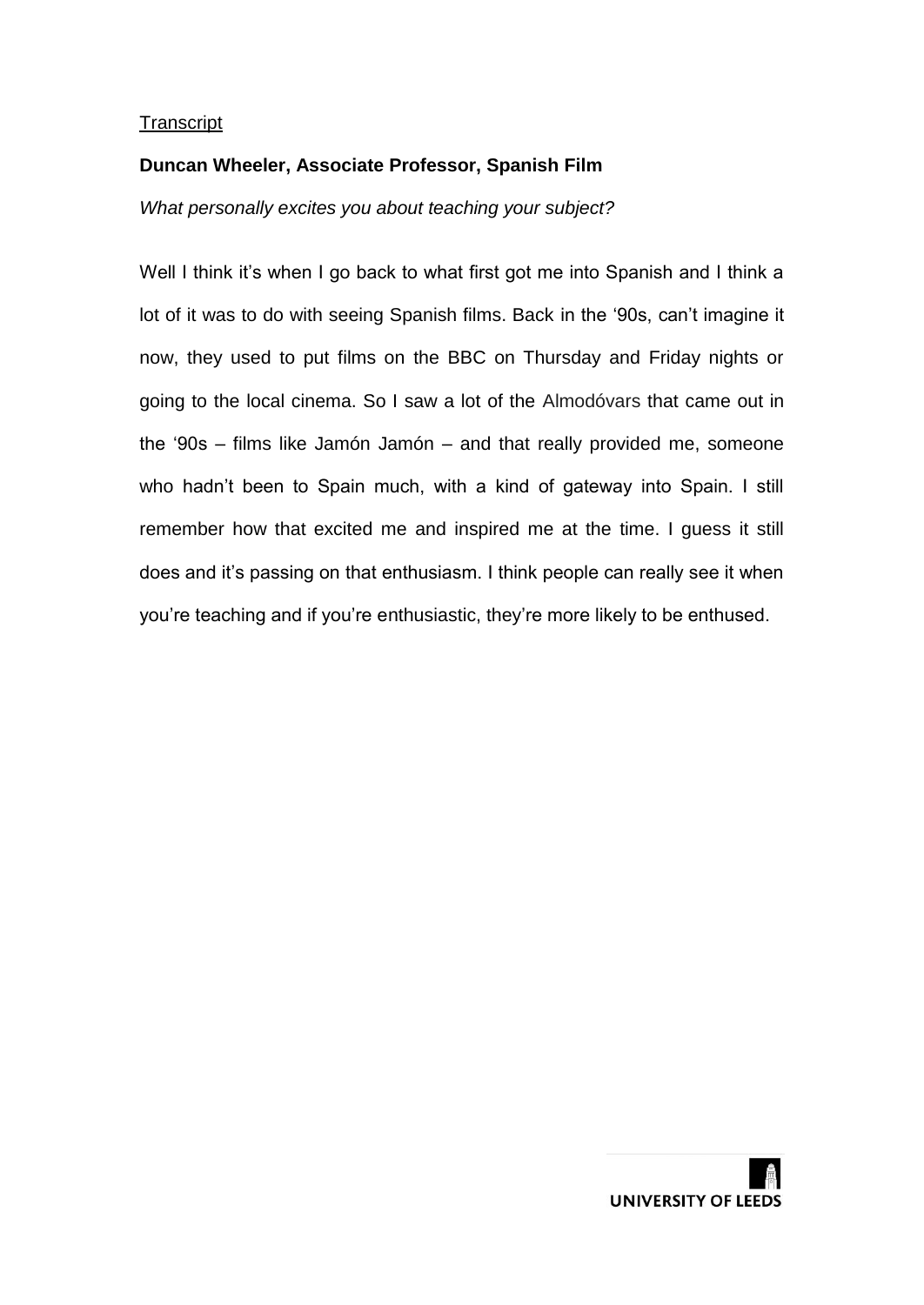Transcript

**Duncan Wheeler, Associate Professor, Spanish Film**

*What personally excites you about teaching your subject?*

Well I think it's when I go back to what first got me into Spanish and I think a lot of it was to do with seeing Spanish films. Back in the '90s, can't imagine it now, they used to put films on the BBC on Thursday and Friday nights or going to the local cinema. So I saw a lot of the Almodóvars that came out in the '90s – films like Jamón Jamón – and that really provided me, someone who hadn't been to Spain much, with a kind of gateway into Spain. I still remember how that excited me and inspired me at the time. I guess it still does and it's passing on that enthusiasm. I think people can really see it when you're teaching and if you're enthusiastic, they're more likely to be enthused.

UNIVERSITY OF LEEDS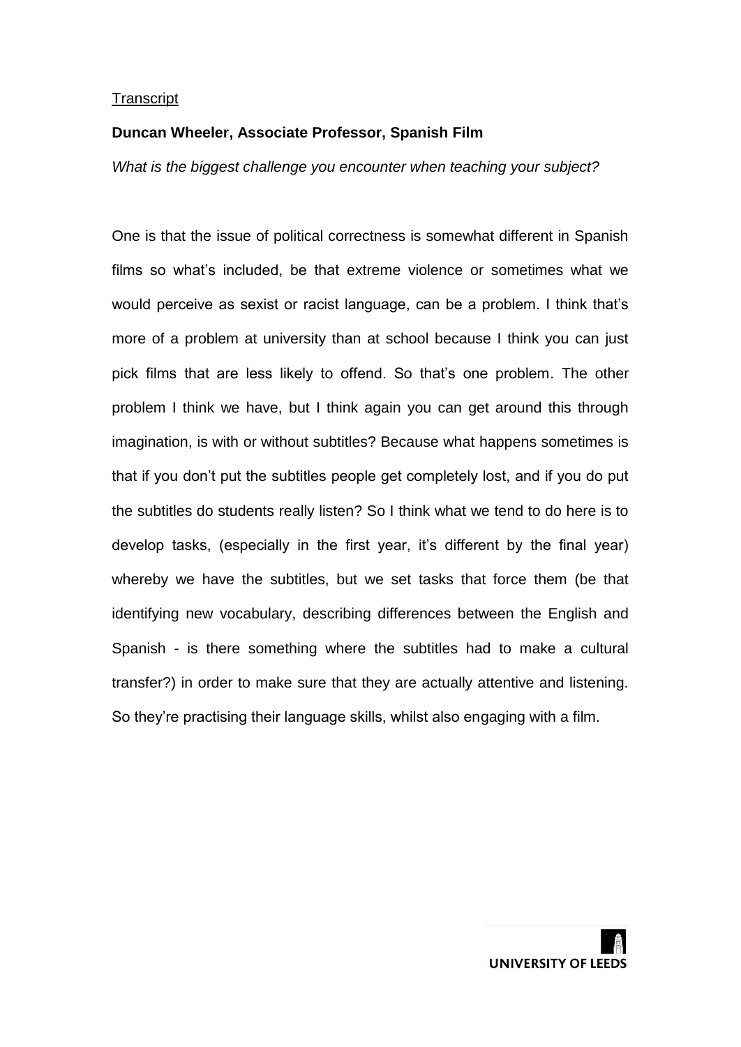Transcript

**Duncan Wheeler, Associate Professor, Spanish Film**

*What is the biggest challenge you encounter when teaching your subject?*

One is that the issue of political correctness is somewhat different in Spanish films so what's included, be that extreme violence or sometimes what we would perceive as sexist or racist language, can be a problem. I think that's more of a problem at university than at school because I think you can just pick films that are less likely to offend. So that's one problem. The other problem I think we have, but I think again you can get around this through imagination, is with or without subtitles? Because what happens sometimes is that if you don't put the subtitles people get completely lost, and if you do put the subtitles do students really listen? So I think what we tend to do here is to develop tasks, (especially in the first year, it's different by the final year) whereby we have the subtitles, but we set tasks that force them (be that identifying new vocabulary, describing differences between the English and Spanish - is there something where the subtitles had to make a cultural transfer?) in order to make sure that they are actually attentive and listening. So they're practising their language skills, whilst also engaging with a film.

UNIVERSITY OF LEEDS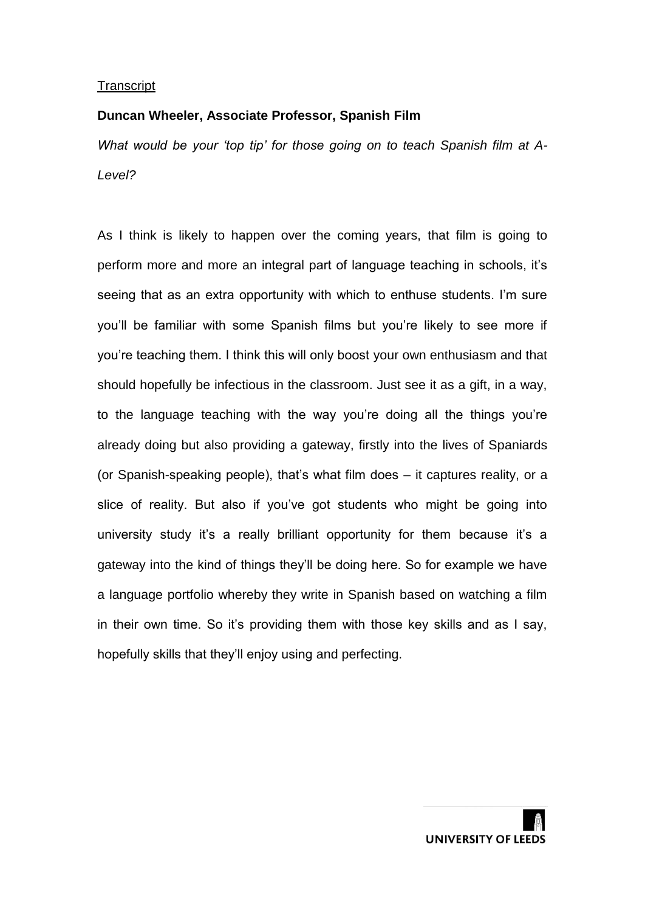Transcript

**Duncan Wheeler, Associate Professor, Spanish Film**

*What would be your 'top tip' for those going on to teach Spanish film at A-Level?*

As I think is likely to happen over the coming years, that film is going to perform more and more an integral part of language teaching in schools, it's seeing that as an extra opportunity with which to enthuse students. I'm sure you'll be familiar with some Spanish films but you're likely to see more if you're teaching them. I think this will only boost your own enthusiasm and that should hopefully be infectious in the classroom. Just see it as a gift, in a way, to the language teaching with the way you're doing all the things you're already doing but also providing a gateway, firstly into the lives of Spaniards (or Spanish-speaking people), that's what film does – it captures reality, or a slice of reality. But also if you've got students who might be going into university study it's a really brilliant opportunity for them because it's a gateway into the kind of things they'll be doing here. So for example we have a language portfolio whereby they write in Spanish based on watching a film in their own time. So it's providing them with those key skills and as I say, hopefully skills that they'll enjoy using and perfecting.

UNIVERSITY OF LEEDS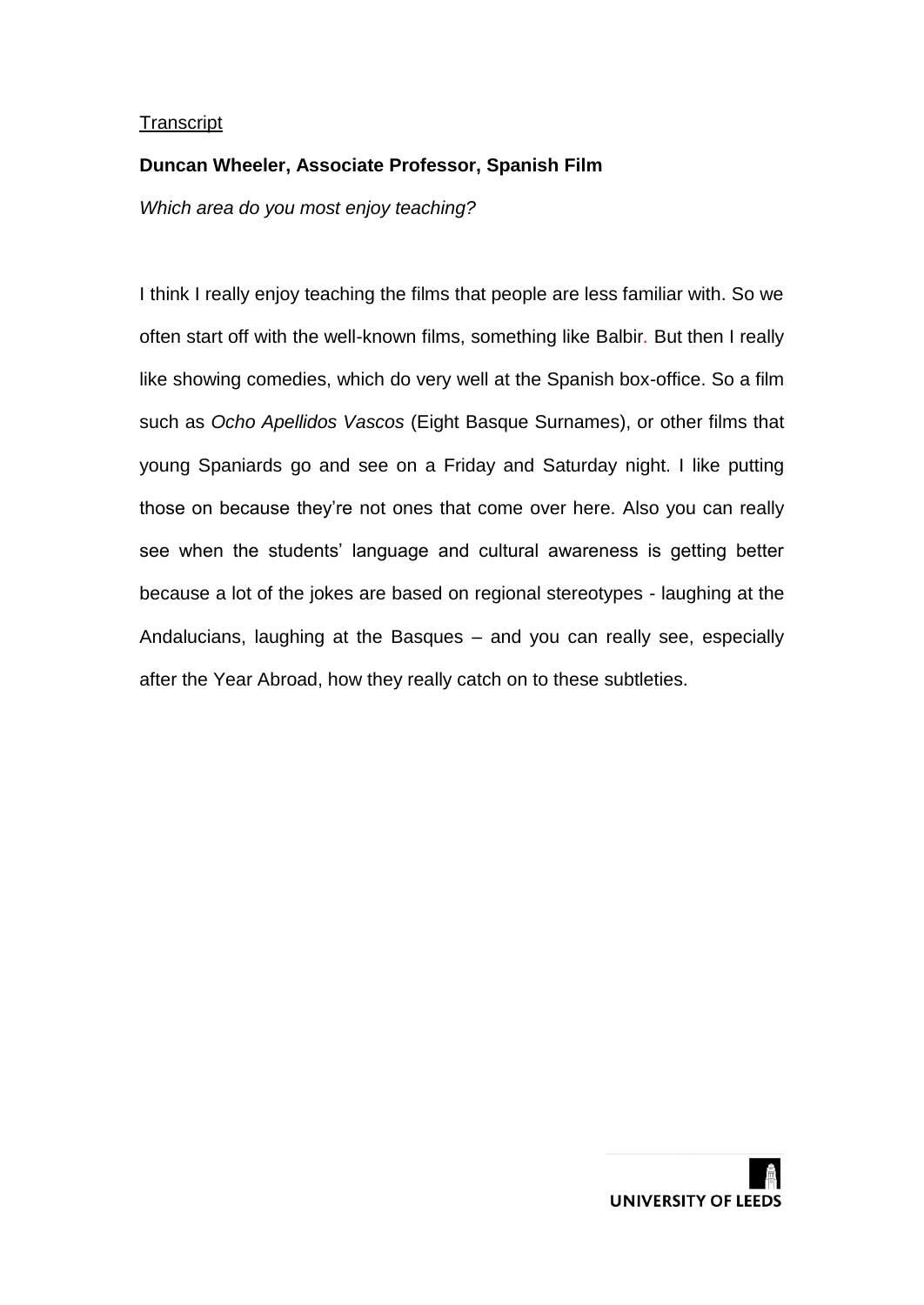<u>Transcript</u>

**Duncan Wheeler, Associate Professor, Spanish Film**

*Which area do you most enjoy teaching?*

I think I really enjoy teaching the films that people are less familiar with. So we often start off with the well-known films, something like Balbir. But then I really like showing comedies, which do very well at the Spanish box-office. So a film such as *Ocho Apellidos Vascos* (Eight Basque Surnames), or other films that young Spaniards go and see on a Friday and Saturday night. I like putting those on because they're not ones that come over here. Also you can really see when the students' language and cultural awareness is getting better because a lot of the jokes are based on regional stereotypes - laughing at the Andalucians, laughing at the Basques – and you can really see, especially after the Year Abroad, how they really catch on to these subtleties.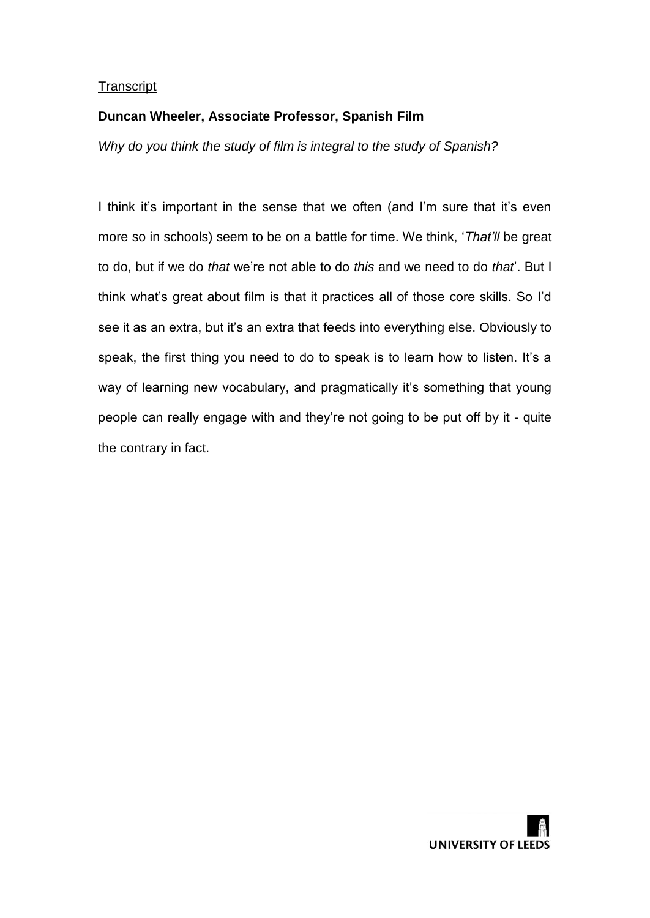Transcript

**Duncan Wheeler, Associate Professor, Spanish Film**

*Why do you think the study of film is integral to the study of Spanish?*

I think it's important in the sense that we often (and I'm sure that it's even more so in schools) seem to be on a battle for time. We think, '*That'll* be great to do, but if we do *that* we're not able to do *this* and we need to do *that*'. But I think what's great about film is that it practices all of those core skills. So I'd see it as an extra, but it's an extra that feeds into everything else. Obviously to speak, the first thing you need to do to speak is to learn how to listen. It's a way of learning new vocabulary, and pragmatically it's something that young people can really engage with and they're not going to be put off by it - quite the contrary in fact.

UNIVERSITY OF LEEDS